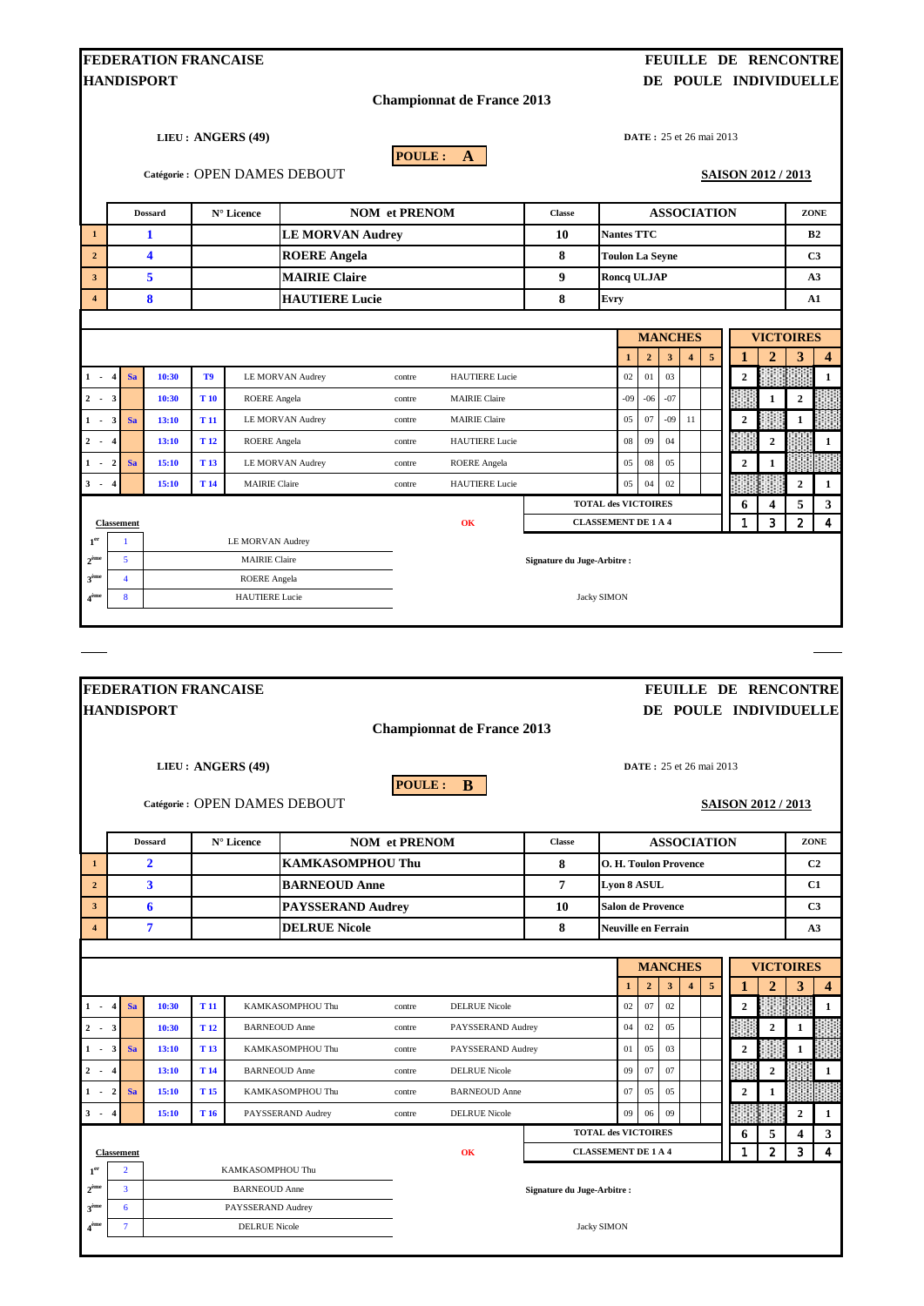**FEDERATION FRANCAISE HANDISPORT**

**FEUILLE DE RENCONTRE DE POULE INDIVIDUELLE**

## Championnat de France 2013

**LIEU : ANGERS (49)**

**POULE : A**

**DATE :** 25 et 26 mai 2013

**Catégorie :** OPEN DAMES DEBOUT

**SAISON 2012 / 2013**

| | Dossard | N° Licence | NOM et PRENOM | Classe | ASSOCIATION | ZONE |
|---|---|---|---|---|---|---|
| 1 | 1 | | LE MORVAN Audrey | 10 | Nantes TTC | B2 |
| 2 | 4 | | ROERE Angela | 8 | Toulon La Seyne | C3 |
| 3 | 5 | | MAIRIE Claire | 9 | Roncq ULJAP | A3 |
| 4 | 8 | | HAUTIERE Lucie | 8 | Evry | A1 |

| Match | | Heure | Table | Joueur | | Joueur | Manche 1 | Manche 2 | Manche 3 | Manche 4 | Manche 5 | V1 | V2 | V3 | V4 |
|---|---|---|---|---|---|---|---|---|---|---|---|---|---|---|---|
| 1 - 4 | Sa | 10:30 | T9 | LE MORVAN Audrey | contre | HAUTIERE Lucie | 02 | 01 | 03 | | | 2 | | | 1 |
| 2 - 3 | | 10:30 | T 10 | ROERE Angela | contre | MAIRIE Claire | -09 | -06 | -07 | | | | 1 | 2 | |
| 1 - 3 | Sa | 13:10 | T 11 | LE MORVAN Audrey | contre | MAIRIE Claire | 05 | 07 | -09 | 11 | | 2 | | 1 | |
| 2 - 4 | | 13:10 | T 12 | ROERE Angela | contre | HAUTIERE Lucie | 08 | 09 | 04 | | | | 2 | | 1 |
| 1 - 2 | Sa | 15:10 | T 13 | LE MORVAN Audrey | contre | ROERE Angela | 05 | 08 | 05 | | | 2 | 1 | | |
| 3 - 4 | | 15:10 | T 14 | MAIRIE Claire | contre | HAUTIERE Lucie | 05 | 04 | 02 | | | | | 2 | 1 |
| | | | | | | | | | | | **TOTAL des VICTOIRES** | 6 | 4 | 5 | 3 |
| | | | | | | | | | | | **CLASSEMENT DE 1 A 4** | 1 | 3 | 2 | 4 |

OK

**Classement**

| | Dossard | Nom |
|---|---|---|
| 1er | 1 | LE MORVAN Audrey |
| 2ème | 5 | MAIRIE Claire |
| 3ème | 4 | ROERE Angela |
| 4ème | 8 | HAUTIERE Lucie |

**Signature du Juge-Arbitre :**

Jacky SIMON

---

**FEDERATION FRANCAISE HANDISPORT**

**FEUILLE DE RENCONTRE DE POULE INDIVIDUELLE**

## Championnat de France 2013

**LIEU : ANGERS (49)**

**POULE : B**

**DATE :** 25 et 26 mai 2013

**Catégorie :** OPEN DAMES DEBOUT

**SAISON 2012 / 2013**

| | Dossard | N° Licence | NOM et PRENOM | Classe | ASSOCIATION | ZONE |
|---|---|---|---|---|---|---|
| 1 | 2 | | KAMKASOMPHOU Thu | 8 | O. H. Toulon Provence | C2 |
| 2 | 3 | | BARNEOUD Anne | 7 | Lyon 8 ASUL | C1 |
| 3 | 6 | | PAYSSERAND Audrey | 10 | Salon de Provence | C3 |
| 4 | 7 | | DELRUE Nicole | 8 | Neuville en Ferrain | A3 |

| Match | | Heure | Table | Joueur | | Joueur | Manche 1 | Manche 2 | Manche 3 | Manche 4 | Manche 5 | V1 | V2 | V3 | V4 |
|---|---|---|---|---|---|---|---|---|---|---|---|---|---|---|---|
| 1 - 4 | Sa | 10:30 | T 11 | KAMKASOMPHOU Thu | contre | DELRUE Nicole | 02 | 07 | 02 | | | 2 | | | 1 |
| 2 - 3 | | 10:30 | T 12 | BARNEOUD Anne | contre | PAYSSERAND Audrey | 04 | 02 | 05 | | | | 2 | 1 | |
| 1 - 3 | Sa | 13:10 | T 13 | KAMKASOMPHOU Thu | contre | PAYSSERAND Audrey | 01 | 05 | 03 | | | 2 | | 1 | |
| 2 - 4 | | 13:10 | T 14 | BARNEOUD Anne | contre | DELRUE Nicole | 09 | 07 | 07 | | | | 2 | | 1 |
| 1 - 2 | Sa | 15:10 | T 15 | KAMKASOMPHOU Thu | contre | BARNEOUD Anne | 07 | 05 | 05 | | | 2 | 1 | | |
| 3 - 4 | | 15:10 | T 16 | PAYSSERAND Audrey | contre | DELRUE Nicole | 09 | 06 | 09 | | | | | 2 | 1 |
| | | | | | | | | | | | **TOTAL des VICTOIRES** | 6 | 5 | 4 | 3 |
| | | | | | | | | | | | **CLASSEMENT DE 1 A 4** | 1 | 2 | 3 | 4 |

OK

**Classement**

| | Dossard | Nom |
|---|---|---|
| 1er | 2 | KAMKASOMPHOU Thu |
| 2ème | 3 | BARNEOUD Anne |
| 3ème | 6 | PAYSSERAND Audrey |
| 4ème | 7 | DELRUE Nicole |

**Signature du Juge-Arbitre :**

Jacky SIMON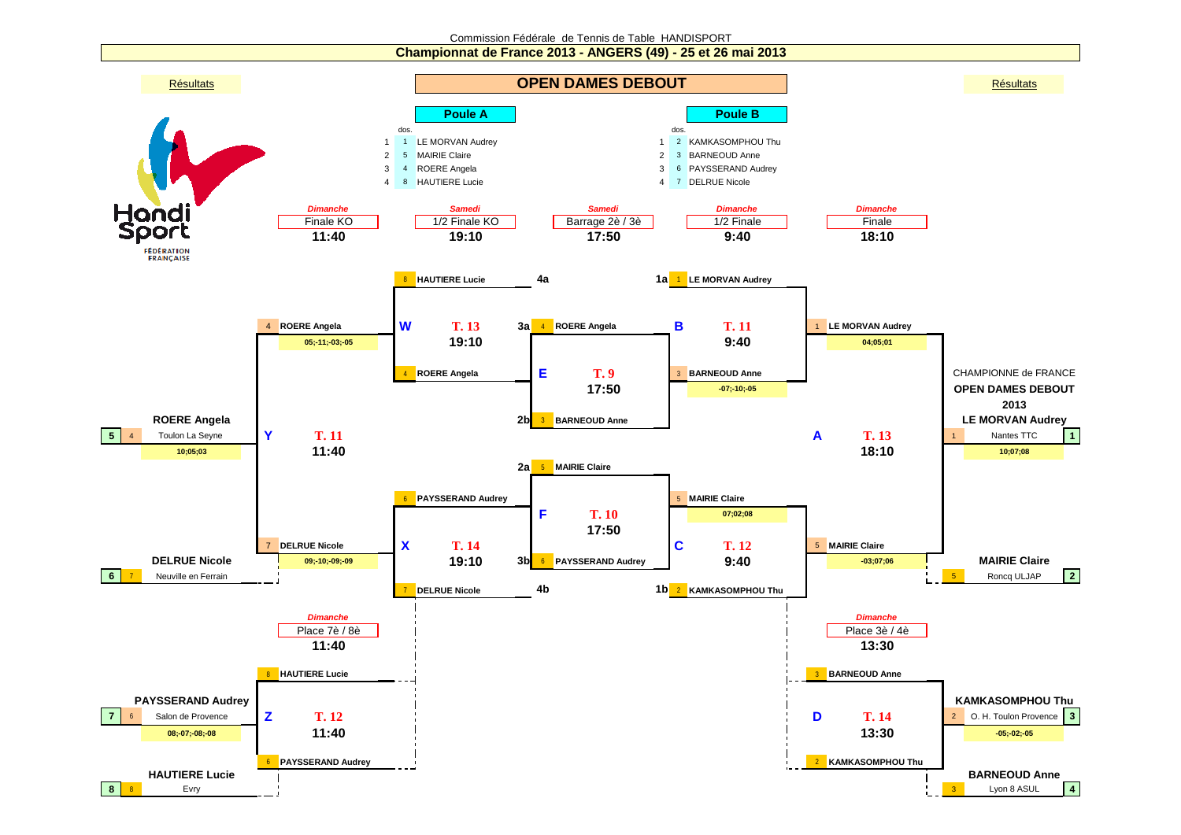Commission Fédérale de Tennis de Table HANDISPORT

**Championnat de France 2013 - ANGERS (49) - 25 et 26 mai 2013**

Résultats

# OPEN DAMES DEBOUT

Résultats

## Poule A

| | dos. | |
|---|---|---|
| 1 | 1 | LE MORVAN Audrey |
| 2 | 5 | MAIRIE Claire |
| 3 | 4 | ROERE Angela |
| 4 | 8 | HAUTIERE Lucie |

## Poule B

| | dos. | |
|---|---|---|
| 1 | 2 | KAMKASOMPHOU Thu |
| 2 | 3 | BARNEOUD Anne |
| 3 | 6 | PAYSSERAND Audrey |
| 4 | 7 | DELRUE Nicole |

| *Dimanche* | *Samedi* | *Samedi* | *Dimanche* | *Dimanche* |
|---|---|---|---|---|
| Finale KO | 1/2 Finale KO | Barrage 2è / 3è | 1/2 Finale | Finale |
| **11:40** | **19:10** | **17:50** | **9:40** | **18:10** |

### Barrage 2è / 3è (Samedi 17:50)

- **E** – T. 9 – 17:50 : 3a 4 ROERE Angela / 2b 3 BARNEOUD Anne → 4 ROERE Angela
- **F** – T. 10 – 17:50 : 2a 5 MAIRIE Claire / 3b 6 PAYSSERAND Audrey → 6 PAYSSERAND Audrey

### 1/2 Finale KO (Samedi 19:10)

- **W** – T. 13 – 19:10 : 8 HAUTIERE Lucie (4a) / 4 ROERE Angela → 4 ROERE Angela (05;-11;-03;-05)
- **X** – T. 14 – 19:10 : 6 PAYSSERAND Audrey / 7 DELRUE Nicole (4b) → 7 DELRUE Nicole (09;-10;-09;-09)

### 1/2 Finale (Dimanche 9:40)

- **B** – T. 11 – 9:40 : 1a 1 LE MORVAN Audrey / 3 BARNEOUD Anne (-07;-10;-05) → 1 LE MORVAN Audrey (04;05;01)
- **C** – T. 12 – 9:40 : 5 MAIRIE Claire (07;02;08) / 1b 2 KAMKASOMPHOU Thu → 5 MAIRIE Claire (-03;07;06)

### Finale KO (Dimanche 11:40)

- **Y** – T. 11 – 11:40 : 4 ROERE Angela / 7 DELRUE Nicole → ROERE Angela (10;05;03)

### Finale (Dimanche 18:10)

- **A** – T. 13 – 18:10 : 1 LE MORVAN Audrey / 5 MAIRIE Claire → LE MORVAN Audrey (10;07;08)

### Place 7è / 8è (Dimanche 11:40)

- **Z** – T. 12 – 11:40 : 8 HAUTIERE Lucie / 6 PAYSSERAND Audrey → PAYSSERAND Audrey (08;-07;-08;-08)

### Place 3è / 4è (Dimanche 13:30)

- **D** – T. 14 – 13:30 : 3 BARNEOUD Anne / 2 KAMKASOMPHOU Thu → KAMKASOMPHOU Thu (-05;-02;-05)

CHAMPIONNE de FRANCE
**OPEN DAMES DEBOUT**
**2013**
**LE MORVAN Audrey**

## Classement

| Place | dos. | Nom | Club |
|---|---|---|---|
| 1 | 1 | LE MORVAN Audrey | Nantes TTC |
| 2 | 5 | MAIRIE Claire | Roncq ULJAP |
| 3 | 2 | KAMKASOMPHOU Thu | O. H. Toulon Provence |
| 4 | 3 | BARNEOUD Anne | Lyon 8 ASUL |
| 5 | 4 | ROERE Angela | Toulon La Seyne |
| 6 | 7 | DELRUE Nicole | Neuville en Ferrain |
| 7 | 6 | PAYSSERAND Audrey | Salon de Provence |
| 8 | 8 | HAUTIERE Lucie | Evry |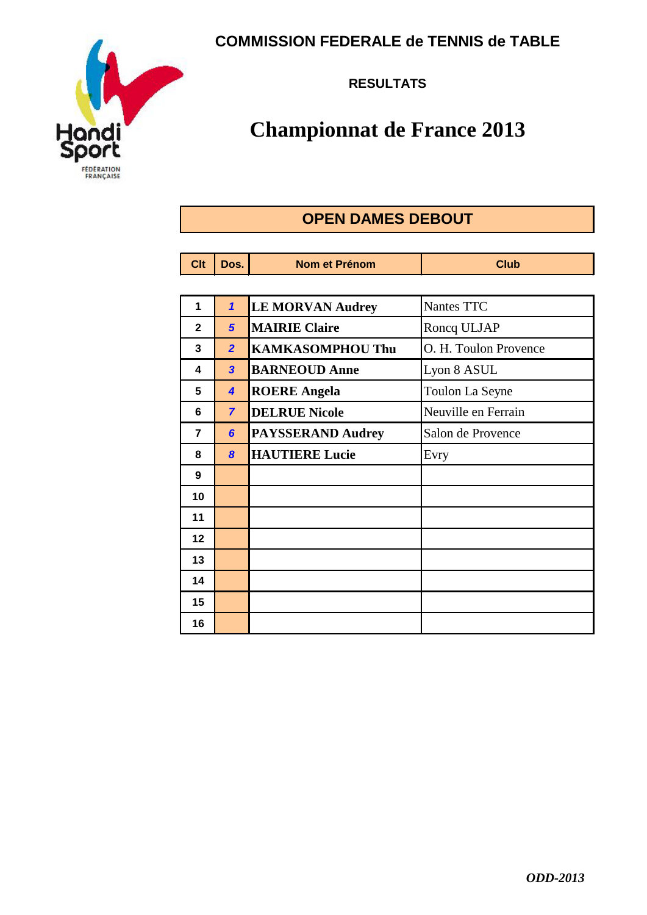COMMISSION FEDERALE de TENNIS de TABLE

RESULTATS

# Championnat de France 2013

## OPEN DAMES DEBOUT

| Clt | Dos. | Nom et Prénom | Club |
|---|---|---|---|
| 1 | *1* | **LE MORVAN Audrey** | Nantes TTC |
| 2 | *5* | **MAIRIE Claire** | Roncq ULJAP |
| 3 | *2* | **KAMKASOMPHOU Thu** | O. H. Toulon Provence |
| 4 | *3* | **BARNEOUD Anne** | Lyon 8 ASUL |
| 5 | *4* | **ROERE Angela** | Toulon La Seyne |
| 6 | *7* | **DELRUE Nicole** | Neuville en Ferrain |
| 7 | *6* | **PAYSSERAND Audrey** | Salon de Provence |
| 8 | *8* | **HAUTIERE Lucie** | Evry |
| 9 | | | |
| 10 | | | |
| 11 | | | |
| 12 | | | |
| 13 | | | |
| 14 | | | |
| 15 | | | |
| 16 | | | |

***ODD-2013***